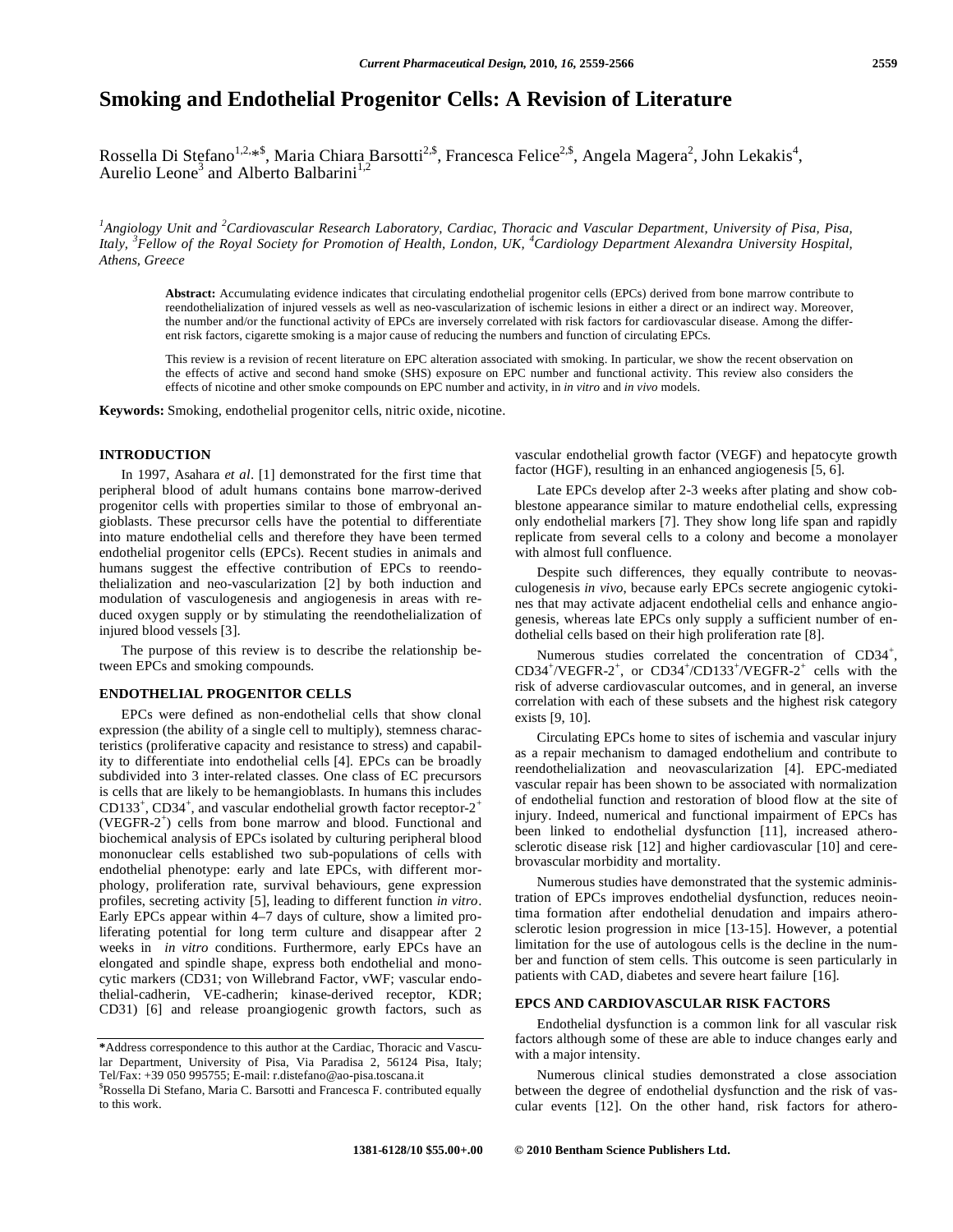# Smoking and Endothelial Progenitor Cells: A Revision of Literature

Rossella Di Stefano[1,2,*,$], Maria Chiara Barsotti[2,$], Francesca Felice[2,$], Angela Magera[2], John Lekakis[4], Aurelio Leone[3] and Alberto Balbarini[1,2]

[1]*Angiology Unit and* [2]*Cardiovascular Research Laboratory, Cardiac, Thoracic and Vascular Department, University of Pisa, Pisa, Italy,* [3]*Fellow of the Royal Society for Promotion of Health, London, UK,* [4]*Cardiology Department Alexandra University Hospital, Athens, Greece*

**Abstract:** Accumulating evidence indicates that circulating endothelial progenitor cells (EPCs) derived from bone marrow contribute to reendothelialization of injured vessels as well as neo-vascularization of ischemic lesions in either a direct or an indirect way. Moreover, the number and/or the functional activity of EPCs are inversely correlated with risk factors for cardiovascular disease. Among the different risk factors, cigarette smoking is a major cause of reducing the numbers and function of circulating EPCs.

This review is a revision of recent literature on EPC alteration associated with smoking. In particular, we show the recent observation on the effects of active and second hand smoke (SHS) exposure on EPC number and functional activity. This review also considers the effects of nicotine and other smoke compounds on EPC number and activity, in *in vitro* and *in vivo* models.

**Keywords:** Smoking, endothelial progenitor cells, nitric oxide, nicotine.

## INTRODUCTION

In 1997, Asahara *et al*. [1] demonstrated for the first time that peripheral blood of adult humans contains bone marrow-derived progenitor cells with properties similar to those of embryonal angioblasts. These precursor cells have the potential to differentiate into mature endothelial cells and therefore they have been termed endothelial progenitor cells (EPCs). Recent studies in animals and humans suggest the effective contribution of EPCs to reendothelialization and neo-vascularization [2] by both induction and modulation of vasculogenesis and angiogenesis in areas with reduced oxygen supply or by stimulating the reendothelialization of injured blood vessels [3].

The purpose of this review is to describe the relationship between EPCs and smoking compounds.

## ENDOTHELIAL PROGENITOR CELLS

EPCs were defined as non-endothelial cells that show clonal expression (the ability of a single cell to multiply), stemness characteristics (proliferative capacity and resistance to stress) and capability to differentiate into endothelial cells [4]. EPCs can be broadly subdivided into 3 inter-related classes. One class of EC precursors is cells that are likely to be hemangioblasts. In humans this includes $CD133^+$, $CD34^+$, and vascular endothelial growth factor receptor-$2^+$ (VEGFR-$2^+$) cells from bone marrow and blood. Functional and biochemical analysis of EPCs isolated by culturing peripheral blood mononuclear cells established two sub-populations of cells with endothelial phenotype: early and late EPCs, with different morphology, proliferation rate, survival behaviours, gene expression profiles, secreting activity [5], leading to different function *in vitro*. Early EPCs appear within 4–7 days of culture, show a limited proliferating potential for long term culture and disappear after 2 weeks in *in vitro* conditions. Furthermore, early EPCs have an elongated and spindle shape, express both endothelial and monocytic markers (CD31; von Willebrand Factor, vWF; vascular endothelial-cadherin, VE-cadherin; kinase-derived receptor, KDR; CD31) [6] and release proangiogenic growth factors, such as vascular endothelial growth factor (VEGF) and hepatocyte growth factor (HGF), resulting in an enhanced angiogenesis [5, 6].

Late EPCs develop after 2-3 weeks after plating and show cobblestone appearance similar to mature endothelial cells, expressing only endothelial markers [7]. They show long life span and rapidly replicate from several cells to a colony and become a monolayer with almost full confluence.

Despite such differences, they equally contribute to neovasculogenesis *in vivo*, because early EPCs secrete angiogenic cytokines that may activate adjacent endothelial cells and enhance angiogenesis, whereas late EPCs only supply a sufficient number of endothelial cells based on their high proliferation rate [8].

Numerous studies correlated the concentration of $CD34^+$, $CD34^+$/VEGFR-$2^+$, or $CD34^+$/$CD133^+$/VEGFR-$2^+$ cells with the risk of adverse cardiovascular outcomes, and in general, an inverse correlation with each of these subsets and the highest risk category exists [9, 10].

Circulating EPCs home to sites of ischemia and vascular injury as a repair mechanism to damaged endothelium and contribute to reendothelialization and neovascularization [4]. EPC-mediated vascular repair has been shown to be associated with normalization of endothelial function and restoration of blood flow at the site of injury. Indeed, numerical and functional impairment of EPCs has been linked to endothelial dysfunction [11], increased atherosclerotic disease risk [12] and higher cardiovascular [10] and cerebrovascular morbidity and mortality.

Numerous studies have demonstrated that the systemic administration of EPCs improves endothelial dysfunction, reduces neointima formation after endothelial denudation and impairs atherosclerotic lesion progression in mice [13-15]. However, a potential limitation for the use of autologous cells is the decline in the number and function of stem cells. This outcome is seen particularly in patients with CAD, diabetes and severe heart failure [16].

## EPCS AND CARDIOVASCULAR RISK FACTORS

Endothelial dysfunction is a common link for all vascular risk factors although some of these are able to induce changes early and with a major intensity.

Numerous clinical studies demonstrated a close association between the degree of endothelial dysfunction and the risk of vascular events [12]. On the other hand, risk factors for athero-

*Address correspondence to this author at the Cardiac, Thoracic and Vascular Department, University of Pisa, Via Paradisa 2, 56124 Pisa, Italy; Tel/Fax: +39 050 995755; E-mail: r.distefano@ao-pisa.toscana.it

$Rossella Di Stefano, Maria C. Barsotti and Francesca F. contributed equally to this work.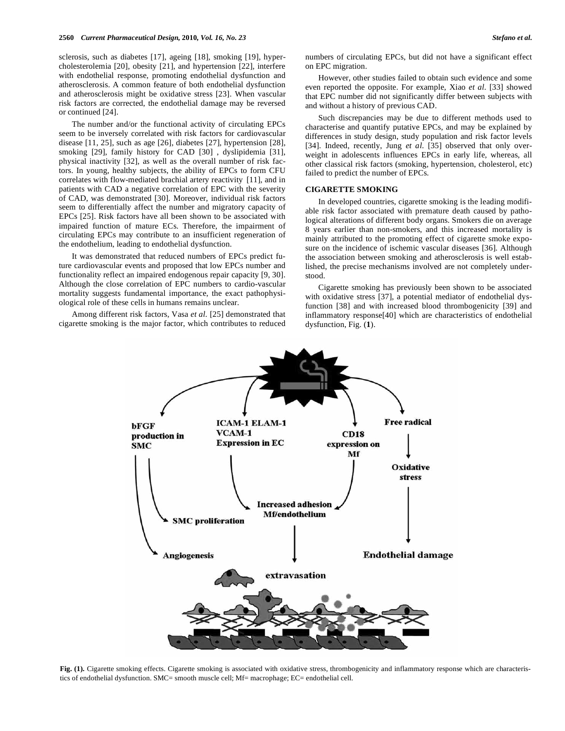sclerosis, such as diabetes [17], ageing [18], smoking [19], hypercholesterolemia [20], obesity [21], and hypertension [22], interfere with endothelial response, promoting endothelial dysfunction and atherosclerosis. A common feature of both endothelial dysfunction and atherosclerosis might be oxidative stress [23]. When vascular risk factors are corrected, the endothelial damage may be reversed or continued [24].

The number and/or the functional activity of circulating EPCs seem to be inversely correlated with risk factors for cardiovascular disease [11, 25], such as age [26], diabetes [27], hypertension [28], smoking [29], family history for CAD [30] , dyslipidemia [31], physical inactivity [32], as well as the overall number of risk factors. In young, healthy subjects, the ability of EPCs to form CFU correlates with flow-mediated brachial artery reactivity [11], and in patients with CAD a negative correlation of EPC with the severity of CAD, was demonstrated [30]. Moreover, individual risk factors seem to differentially affect the number and migratory capacity of EPCs [25]. Risk factors have all been shown to be associated with impaired function of mature ECs. Therefore, the impairment of circulating EPCs may contribute to an insufficient regeneration of the endothelium, leading to endothelial dysfunction.

It was demonstrated that reduced numbers of EPCs predict future cardiovascular events and proposed that low EPCs number and functionality reflect an impaired endogenous repair capacity [9, 30]. Although the close correlation of EPC numbers to cardio-vascular mortality suggests fundamental importance, the exact pathophysiological role of these cells in humans remains unclear.

Among different risk factors, Vasa *et al.* [25] demonstrated that cigarette smoking is the major factor, which contributes to reduced numbers of circulating EPCs, but did not have a significant effect on EPC migration.

However, other studies failed to obtain such evidence and some even reported the opposite. For example, Xiao *et al.* [33] showed that EPC number did not significantly differ between subjects with and without a history of previous CAD.

Such discrepancies may be due to different methods used to characterise and quantify putative EPCs, and may be explained by differences in study design, study population and risk factor levels [34]. Indeed, recently, Jung *et al.* [35] observed that only overweight in adolescents influences EPCs in early life, whereas, all other classical risk factors (smoking, hypertension, cholesterol, etc) failed to predict the number of EPCs.

## CIGARETTE SMOKING

In developed countries, cigarette smoking is the leading modifiable risk factor associated with premature death caused by pathological alterations of different body organs. Smokers die on average 8 years earlier than non-smokers, and this increased mortality is mainly attributed to the promoting effect of cigarette smoke exposure on the incidence of ischemic vascular diseases [36]. Although the association between smoking and atherosclerosis is well established, the precise mechanisms involved are not completely understood.

Cigarette smoking has previously been shown to be associated with oxidative stress [37], a potential mediator of endothelial dysfunction [38] and with increased blood thrombogenicity [39] and inflammatory response[40] which are characteristics of endothelial dysfunction, Fig. (**1**).

**Fig. (1).** Cigarette smoking effects. Cigarette smoking is associated with oxidative stress, thrombogenicity and inflammatory response which are characteristics of endothelial dysfunction. SMC= smooth muscle cell; Mf= macrophage; EC= endothelial cell.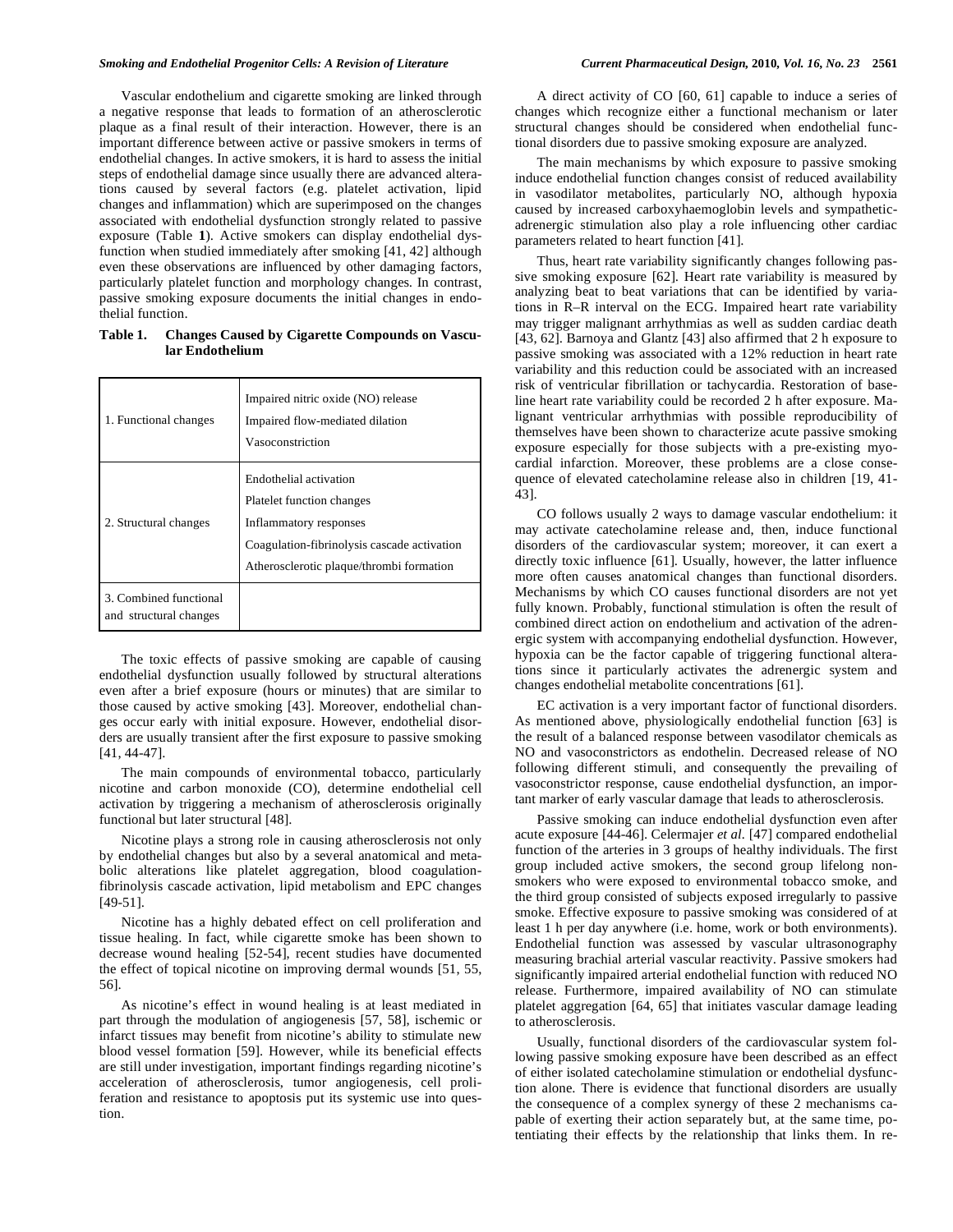Vascular endothelium and cigarette smoking are linked through a negative response that leads to formation of an atherosclerotic plaque as a final result of their interaction. However, there is an important difference between active or passive smokers in terms of endothelial changes. In active smokers, it is hard to assess the initial steps of endothelial damage since usually there are advanced alterations caused by several factors (e.g. platelet activation, lipid changes and inflammation) which are superimposed on the changes associated with endothelial dysfunction strongly related to passive exposure (Table **1**). Active smokers can display endothelial dysfunction when studied immediately after smoking [41, 42] although even these observations are influenced by other damaging factors, particularly platelet function and morphology changes. In contrast, passive smoking exposure documents the initial changes in endothelial function.

**Table 1. Changes Caused by Cigarette Compounds on Vascular Endothelium**

| | |
|---|---|
| 1. Functional changes | Impaired nitric oxide (NO) release<br>Impaired flow-mediated dilation<br>Vasoconstriction |
| 2. Structural changes | Endothelial activation<br>Platelet function changes<br>Inflammatory responses<br>Coagulation-fibrinolysis cascade activation<br>Atherosclerotic plaque/thrombi formation |
| 3. Combined functional and structural changes | |

The toxic effects of passive smoking are capable of causing endothelial dysfunction usually followed by structural alterations even after a brief exposure (hours or minutes) that are similar to those caused by active smoking [43]. Moreover, endothelial changes occur early with initial exposure. However, endothelial disorders are usually transient after the first exposure to passive smoking [41, 44-47].

The main compounds of environmental tobacco, particularly nicotine and carbon monoxide (CO), determine endothelial cell activation by triggering a mechanism of atherosclerosis originally functional but later structural [48].

Nicotine plays a strong role in causing atherosclerosis not only by endothelial changes but also by a several anatomical and metabolic alterations like platelet aggregation, blood coagulation-fibrinolysis cascade activation, lipid metabolism and EPC changes [49-51].

Nicotine has a highly debated effect on cell proliferation and tissue healing. In fact, while cigarette smoke has been shown to decrease wound healing [52-54], recent studies have documented the effect of topical nicotine on improving dermal wounds [51, 55, 56].

As nicotine's effect in wound healing is at least mediated in part through the modulation of angiogenesis [57, 58], ischemic or infarct tissues may benefit from nicotine's ability to stimulate new blood vessel formation [59]. However, while its beneficial effects are still under investigation, important findings regarding nicotine's acceleration of atherosclerosis, tumor angiogenesis, cell proliferation and resistance to apoptosis put its systemic use into question.

A direct activity of CO [60, 61] capable to induce a series of changes which recognize either a functional mechanism or later structural changes should be considered when endothelial functional disorders due to passive smoking exposure are analyzed.

The main mechanisms by which exposure to passive smoking induce endothelial function changes consist of reduced availability in vasodilator metabolites, particularly NO, although hypoxia caused by increased carboxyhaemoglobin levels and sympathetic-adrenergic stimulation also play a role influencing other cardiac parameters related to heart function [41].

Thus, heart rate variability significantly changes following passive smoking exposure [62]. Heart rate variability is measured by analyzing beat to beat variations that can be identified by variations in R–R interval on the ECG. Impaired heart rate variability may trigger malignant arrhythmias as well as sudden cardiac death [43, 62]. Barnoya and Glantz [43] also affirmed that 2 h exposure to passive smoking was associated with a 12% reduction in heart rate variability and this reduction could be associated with an increased risk of ventricular fibrillation or tachycardia. Restoration of baseline heart rate variability could be recorded 2 h after exposure. Malignant ventricular arrhythmias with possible reproducibility of themselves have been shown to characterize acute passive smoking exposure especially for those subjects with a pre-existing myocardial infarction. Moreover, these problems are a close consequence of elevated catecholamine release also in children [19, 41-43].

CO follows usually 2 ways to damage vascular endothelium: it may activate catecholamine release and, then, induce functional disorders of the cardiovascular system; moreover, it can exert a directly toxic influence [61]. Usually, however, the latter influence more often causes anatomical changes than functional disorders. Mechanisms by which CO causes functional disorders are not yet fully known. Probably, functional stimulation is often the result of combined direct action on endothelium and activation of the adrenergic system with accompanying endothelial dysfunction. However, hypoxia can be the factor capable of triggering functional alterations since it particularly activates the adrenergic system and changes endothelial metabolite concentrations [61].

EC activation is a very important factor of functional disorders. As mentioned above, physiologically endothelial function [63] is the result of a balanced response between vasodilator chemicals as NO and vasoconstrictors as endothelin. Decreased release of NO following different stimuli, and consequently the prevailing of vasoconstrictor response, cause endothelial dysfunction, an important marker of early vascular damage that leads to atherosclerosis.

Passive smoking can induce endothelial dysfunction even after acute exposure [44-46]. Celermajer *et al.* [47] compared endothelial function of the arteries in 3 groups of healthy individuals. The first group included active smokers, the second group lifelong nonsmokers who were exposed to environmental tobacco smoke, and the third group consisted of subjects exposed irregularly to passive smoke. Effective exposure to passive smoking was considered of at least 1 h per day anywhere (i.e. home, work or both environments). Endothelial function was assessed by vascular ultrasonography measuring brachial arterial vascular reactivity. Passive smokers had significantly impaired arterial endothelial function with reduced NO release. Furthermore, impaired availability of NO can stimulate platelet aggregation [64, 65] that initiates vascular damage leading to atherosclerosis.

Usually, functional disorders of the cardiovascular system following passive smoking exposure have been described as an effect of either isolated catecholamine stimulation or endothelial dysfunction alone. There is evidence that functional disorders are usually the consequence of a complex synergy of these 2 mechanisms capable of exerting their action separately but, at the same time, potentiating their effects by the relationship that links them. In re-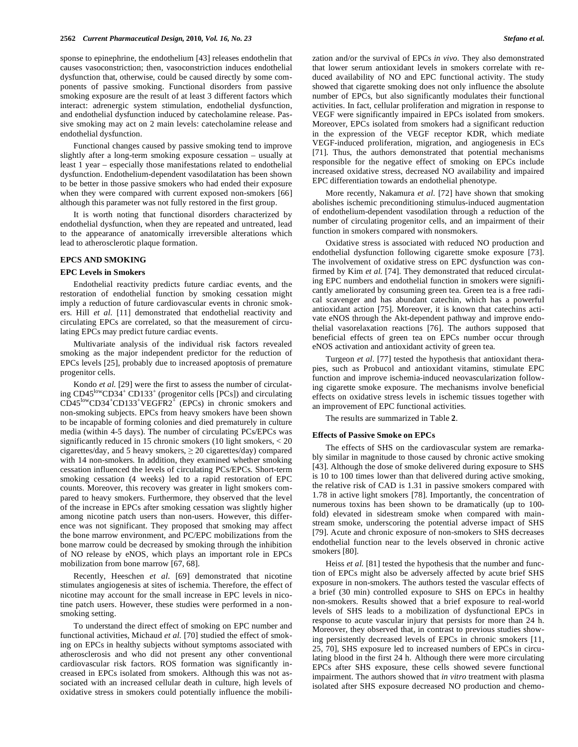sponse to epinephrine, the endothelium [43] releases endothelin that causes vasoconstriction; then, vasoconstriction induces endothelial dysfunction that, otherwise, could be caused directly by some components of passive smoking. Functional disorders from passive smoking exposure are the result of at least 3 different factors which interact: adrenergic system stimulation, endothelial dysfunction, and endothelial dysfunction induced by catecholamine release. Passive smoking may act on 2 main levels: catecholamine release and endothelial dysfunction.

Functional changes caused by passive smoking tend to improve slightly after a long-term smoking exposure cessation – usually at least 1 year – especially those manifestations related to endothelial dysfunction. Endothelium-dependent vasodilatation has been shown to be better in those passive smokers who had ended their exposure when they were compared with current exposed non-smokers [66] although this parameter was not fully restored in the first group.

It is worth noting that functional disorders characterized by endothelial dysfunction, when they are repeated and untreated, lead to the appearance of anatomically irreversible alterations which lead to atherosclerotic plaque formation.

## EPCS AND SMOKING

### EPC Levels in Smokers

Endothelial reactivity predicts future cardiac events, and the restoration of endothelial function by smoking cessation might imply a reduction of future cardiovascular events in chronic smokers. Hill *et al*. [11] demonstrated that endothelial reactivity and circulating EPCs are correlated, so that the measurement of circulating EPCs may predict future cardiac events.

Multivariate analysis of the individual risk factors revealed smoking as the major independent predictor for the reduction of EPCs levels [25], probably due to increased apoptosis of premature progenitor cells.

Kondo *et al.* [29] were the first to assess the number of circulating $CD45^{low}CD34^{+}$ $CD133^{+}$ (progenitor cells [PCs]) and circulating $CD45^{low}CD34^{+}CD133^{+}VEGFR2^{+}$ (EPCs) in chronic smokers and non-smoking subjects. EPCs from heavy smokers have been shown to be incapable of forming colonies and died prematurely in culture media (within 4-5 days). The number of circulating PCs/EPCs was significantly reduced in 15 chronic smokers (10 light smokers, < 20 cigarettes/day, and 5 heavy smokers, ≥ 20 cigarettes/day) compared with 14 non-smokers. In addition, they examined whether smoking cessation influenced the levels of circulating PCs/EPCs. Short-term smoking cessation (4 weeks) led to a rapid restoration of EPC counts. Moreover, this recovery was greater in light smokers compared to heavy smokers. Furthermore, they observed that the level of the increase in EPCs after smoking cessation was slightly higher among nicotine patch users than non-users. However, this difference was not significant. They proposed that smoking may affect the bone marrow environment, and PC/EPC mobilizations from the bone marrow could be decreased by smoking through the inhibition of NO release by eNOS, which plays an important role in EPCs mobilization from bone marrow [67, 68].

Recently, Heeschen *et al*. [69] demonstrated that nicotine stimulates angiogenesis at sites of ischemia. Therefore, the effect of nicotine may account for the small increase in EPC levels in nicotine patch users. However, these studies were performed in a non-smoking setting.

To understand the direct effect of smoking on EPC number and functional activities, Michaud *et al.* [70] studied the effect of smoking on EPCs in healthy subjects without symptoms associated with atherosclerosis and who did not present any other conventional cardiovascular risk factors. ROS formation was significantly increased in EPCs isolated from smokers. Although this was not associated with an increased cellular death in culture, high levels of oxidative stress in smokers could potentially influence the mobilization and/or the survival of EPCs *in vivo*. They also demonstrated that lower serum antioxidant levels in smokers correlate with reduced availability of NO and EPC functional activity. The study showed that cigarette smoking does not only influence the absolute number of EPCs, but also significantly modulates their functional activities. In fact, cellular proliferation and migration in response to VEGF were significantly impaired in EPCs isolated from smokers. Moreover, EPCs isolated from smokers had a significant reduction in the expression of the VEGF receptor KDR, which mediate VEGF-induced proliferation, migration, and angiogenesis in ECs [71]. Thus, the authors demonstrated that potential mechanisms responsible for the negative effect of smoking on EPCs include increased oxidative stress, decreased NO availability and impaired EPC differentiation towards an endothelial phenotype.

More recently, Nakamura *et al.* [72] have shown that smoking abolishes ischemic preconditioning stimulus-induced augmentation of endothelium-dependent vasodilation through a reduction of the number of circulating progenitor cells, and an impairment of their function in smokers compared with nonsmokers.

Oxidative stress is associated with reduced NO production and endothelial dysfunction following cigarette smoke exposure [73]. The involvement of oxidative stress on EPC dysfunction was confirmed by Kim *et al.* [74]. They demonstrated that reduced circulating EPC numbers and endothelial function in smokers were significantly ameliorated by consuming green tea. Green tea is a free radical scavenger and has abundant catechin, which has a powerful antioxidant action [75]. Moreover, it is known that catechins activate eNOS through the Akt-dependent pathway and improve endothelial vasorelaxation reactions [76]. The authors supposed that beneficial effects of green tea on EPCs number occur through eNOS activation and antioxidant activity of green tea.

Turgeon *et al*. [77] tested the hypothesis that antioxidant therapies, such as Probucol and antioxidant vitamins, stimulate EPC function and improve ischemia-induced neovascularization following cigarette smoke exposure. The mechanisms involve beneficial effects on oxidative stress levels in ischemic tissues together with an improvement of EPC functional activities.

The results are summarized in Table **2**.

### Effects of Passive Smoke on EPCs

The effects of SHS on the cardiovascular system are remarkably similar in magnitude to those caused by chronic active smoking [43]. Although the dose of smoke delivered during exposure to SHS is 10 to 100 times lower than that delivered during active smoking, the relative risk of CAD is 1.31 in passive smokers compared with 1.78 in active light smokers [78]. Importantly, the concentration of numerous toxins has been shown to be dramatically (up to 100-fold) elevated in sidestream smoke when compared with mainstream smoke, underscoring the potential adverse impact of SHS [79]. Acute and chronic exposure of non-smokers to SHS decreases endothelial function near to the levels observed in chronic active smokers [80].

Heiss *et al.* [81] tested the hypothesis that the number and function of EPCs might also be adversely affected by acute brief SHS exposure in non-smokers. The authors tested the vascular effects of a brief (30 min) controlled exposure to SHS on EPCs in healthy non-smokers. Results showed that a brief exposure to real-world levels of SHS leads to a mobilization of dysfunctional EPCs in response to acute vascular injury that persists for more than 24 h. Moreover, they observed that, in contrast to previous studies showing persistently decreased levels of EPCs in chronic smokers [11, 25, 70], SHS exposure led to increased numbers of EPCs in circulating blood in the first 24 h. Although there were more circulating EPCs after SHS exposure, these cells showed severe functional impairment. The authors showed that *in vitro* treatment with plasma isolated after SHS exposure decreased NO production and chemo-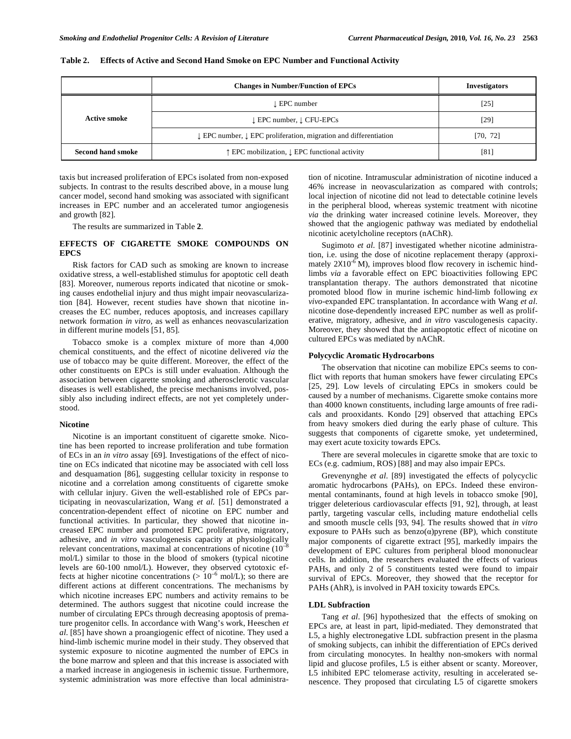**Table 2. Effects of Active and Second Hand Smoke on EPC Number and Functional Activity**

| | Changes in Number/Function of EPCs | Investigators |
|---|---|---|
| **Active smoke** | ↓ EPC number | [25] |
| | ↓ EPC number, ↓ CFU-EPCs | [29] |
| | ↓ EPC number, ↓ EPC proliferation, migration and differentiation | [70, 72] |
| **Second hand smoke** | ↑ EPC mobilization, ↓ EPC functional activity | [81] |

taxis but increased proliferation of EPCs isolated from non-exposed subjects. In contrast to the results described above, in a mouse lung cancer model, second hand smoking was associated with significant increases in EPC number and an accelerated tumor angiogenesis and growth [82].

The results are summarized in Table **2**.

## EFFECTS OF CIGARETTE SMOKE COMPOUNDS ON EPCS

Risk factors for CAD such as smoking are known to increase oxidative stress, a well-established stimulus for apoptotic cell death [83]. Moreover, numerous reports indicated that nicotine or smoking causes endothelial injury and thus might impair neovascularization [84]. However, recent studies have shown that nicotine increases the EC number, reduces apoptosis, and increases capillary network formation *in vitro*, as well as enhances neovascularization in different murine models [51, 85].

Tobacco smoke is a complex mixture of more than 4,000 chemical constituents, and the effect of nicotine delivered *via* the use of tobacco may be quite different. Moreover, the effect of the other constituents on EPCs is still under evaluation. Although the association between cigarette smoking and atherosclerotic vascular diseases is well established, the precise mechanisms involved, possibly also including indirect effects, are not yet completely understood.

### Nicotine

Nicotine is an important constituent of cigarette smoke. Nicotine has been reported to increase proliferation and tube formation of ECs in an *in vitro* assay [69]. Investigations of the effect of nicotine on ECs indicated that nicotine may be associated with cell loss and desquamation [86], suggesting cellular toxicity in response to nicotine and a correlation among constituents of cigarette smoke with cellular injury. Given the well-established role of EPCs participating in neovascularization, Wang *et al.* [51] demonstrated a concentration-dependent effect of nicotine on EPC number and functional activities. In particular, they showed that nicotine increased EPC number and promoted EPC proliferative, migratory, adhesive, and *in vitro* vasculogenesis capacity at physiologically relevant concentrations, maximal at concentrations of nicotine ($10^{-8}$ mol/L) similar to those in the blood of smokers (typical nicotine levels are 60-100 nmol/L). However, they observed cytotoxic effects at higher nicotine concentrations (> $10^{-6}$ mol/L); so there are different actions at different concentrations. The mechanisms by which nicotine increases EPC numbers and activity remains to be determined. The authors suggest that nicotine could increase the number of circulating EPCs through decreasing apoptosis of premature progenitor cells. In accordance with Wang's work, Heeschen *et al.* [85] have shown a proangiogenic effect of nicotine. They used a hind-limb ischemic murine model in their study. They observed that systemic exposure to nicotine augmented the number of EPCs in the bone marrow and spleen and that this increase is associated with a marked increase in angiogenesis in ischemic tissue. Furthermore, systemic administration was more effective than local administration of nicotine. Intramuscular administration of nicotine induced a 46% increase in neovascularization as compared with controls; local injection of nicotine did not lead to detectable cotinine levels in the peripheral blood, whereas systemic treatment with nicotine *via* the drinking water increased cotinine levels. Moreover, they showed that the angiogenic pathway was mediated by endothelial nicotinic acetylcholine receptors (nAChR).

Sugimoto *et al.* [87] investigated whether nicotine administration, i.e. using the dose of nicotine replacement therapy (approximately $2X10^{-6}$ M), improves blood flow recovery in ischemic hindlimbs *via* a favorable effect on EPC bioactivities following EPC transplantation therapy. The authors demonstrated that nicotine promoted blood flow in murine ischemic hind-limb following *ex vivo*-expanded EPC transplantation. In accordance with Wang *et al.* nicotine dose-dependently increased EPC number as well as proliferative, migratory, adhesive, and *in vitro* vasculogenesis capacity. Moreover, they showed that the antiapoptotic effect of nicotine on cultured EPCs was mediated by nAChR.

### Polycyclic Aromatic Hydrocarbons

The observation that nicotine can mobilize EPCs seems to conflict with reports that human smokers have fewer circulating EPCs [25, 29]. Low levels of circulating EPCs in smokers could be caused by a number of mechanisms. Cigarette smoke contains more than 4000 known constituents, including large amounts of free radicals and prooxidants. Kondo [29] observed that attaching EPCs from heavy smokers died during the early phase of culture. This suggests that components of cigarette smoke, yet undetermined, may exert acute toxicity towards EPCs.

There are several molecules in cigarette smoke that are toxic to ECs (e.g. cadmium, ROS) [88] and may also impair EPCs.

Grevenynghe *et al.* [89] investigated the effects of polycyclic aromatic hydrocarbons (PAHs), on EPCs. Indeed these environmental contaminants, found at high levels in tobacco smoke [90], trigger deleterious cardiovascular effects [91, 92], through, at least partly, targeting vascular cells, including mature endothelial cells and smooth muscle cells [93, 94]. The results showed that *in vitro* exposure to PAHs such as benzo(α)pyrene (BP), which constitute major components of cigarette extract [95], markedly impairs the development of EPC cultures from peripheral blood mononuclear cells. In addition, the researchers evaluated the effects of various PAHs, and only 2 of 5 constituents tested were found to impair survival of EPCs. Moreover, they showed that the receptor for PAHs (AhR), is involved in PAH toxicity towards EPCs.

### LDL Subfraction

Tang *et al.* [96] hypothesized that the effects of smoking on EPCs are, at least in part, lipid-mediated. They demonstrated that L5, a highly electronegative LDL subfraction present in the plasma of smoking subjects, can inhibit the differentiation of EPCs derived from circulating monocytes. In healthy non-smokers with normal lipid and glucose profiles, L5 is either absent or scanty. Moreover, L5 inhibited EPC telomerase activity, resulting in accelerated senescence. They proposed that circulating L5 of cigarette smokers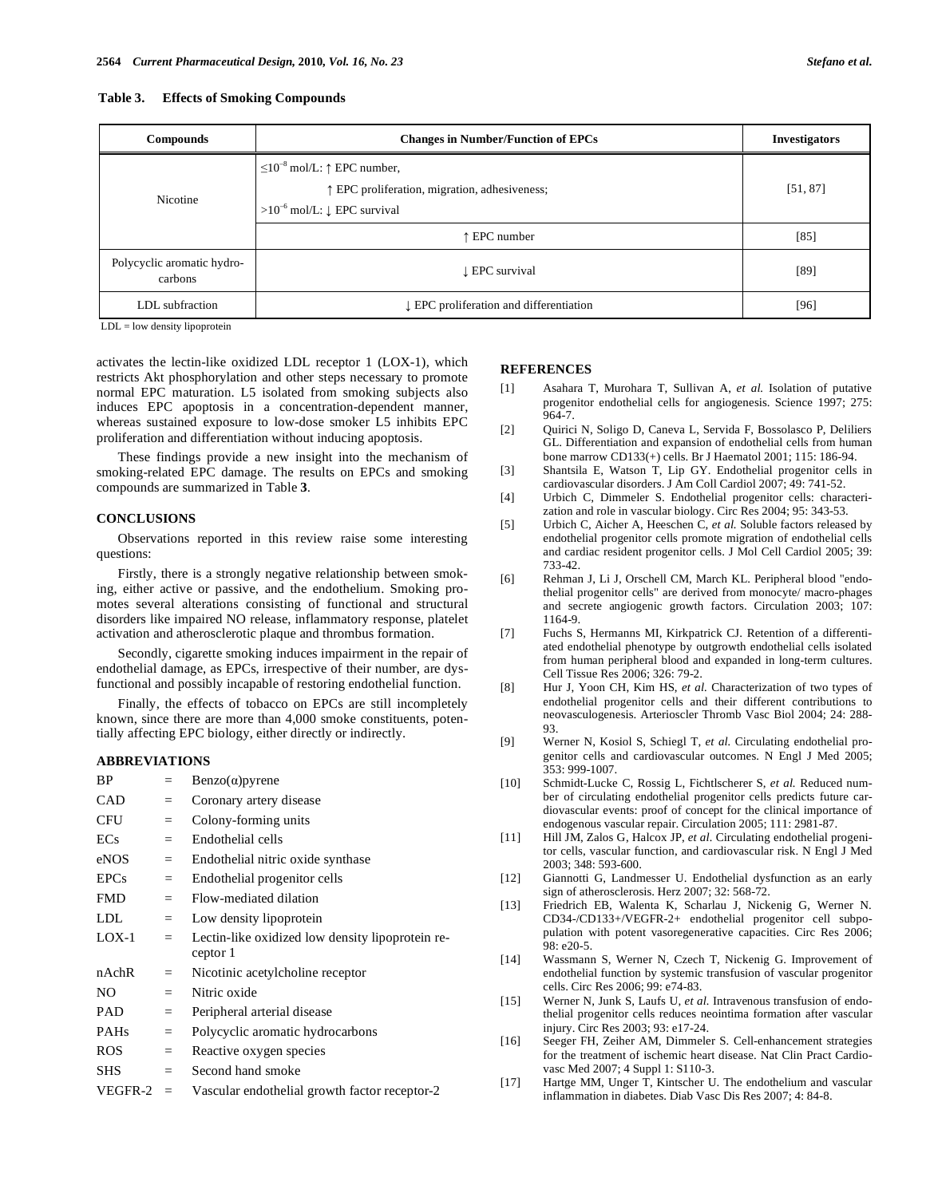**Table 3. Effects of Smoking Compounds**

| Compounds | Changes in Number/Function of EPCs | Investigators |
|---|---|---|
| Nicotine | $\leq 10^{-8}$ mol/L: ↑ EPC number, ↑ EPC proliferation, migration, adhesiveness; $>10^{-6}$ mol/L: ↓ EPC survival | [51, 87] |
| | ↑ EPC number | [85] |
| Polycyclic aromatic hydrocarbons | ↓ EPC survival | [89] |
| LDL subfraction | ↓ EPC proliferation and differentiation | [96] |

LDL = low density lipoprotein

activates the lectin-like oxidized LDL receptor 1 (LOX-1), which restricts Akt phosphorylation and other steps necessary to promote normal EPC maturation. L5 isolated from smoking subjects also induces EPC apoptosis in a concentration-dependent manner, whereas sustained exposure to low-dose smoker L5 inhibits EPC proliferation and differentiation without inducing apoptosis.

These findings provide a new insight into the mechanism of smoking-related EPC damage. The results on EPCs and smoking compounds are summarized in Table **3**.

## CONCLUSIONS

Observations reported in this review raise some interesting questions:

Firstly, there is a strongly negative relationship between smoking, either active or passive, and the endothelium. Smoking promotes several alterations consisting of functional and structural disorders like impaired NO release, inflammatory response, platelet activation and atherosclerotic plaque and thrombus formation.

Secondly, cigarette smoking induces impairment in the repair of endothelial damage, as EPCs, irrespective of their number, are dysfunctional and possibly incapable of restoring endothelial function.

Finally, the effects of tobacco on EPCs are still incompletely known, since there are more than 4,000 smoke constituents, potentially affecting EPC biology, either directly or indirectly.

## ABBREVIATIONS

| | | |
|---|---|---|
| BP | = | Benzo(α)pyrene |
| CAD | = | Coronary artery disease |
| CFU | = | Colony-forming units |
| ECs | = | Endothelial cells |
| eNOS | = | Endothelial nitric oxide synthase |
| EPCs | = | Endothelial progenitor cells |
| FMD | = | Flow-mediated dilation |
| LDL | = | Low density lipoprotein |
| LOX-1 | = | Lectin-like oxidized low density lipoprotein receptor 1 |
| nAchR | = | Nicotinic acetylcholine receptor |
| NO | = | Nitric oxide |
| PAD | = | Peripheral arterial disease |
| PAHs | = | Polycyclic aromatic hydrocarbons |
| ROS | = | Reactive oxygen species |
| SHS | = | Second hand smoke |
| VEGFR-2 | = | Vascular endothelial growth factor receptor-2 |

## REFERENCES

[1] Asahara T, Murohara T, Sullivan A, *et al.* Isolation of putative progenitor endothelial cells for angiogenesis. Science 1997; 275: 964-7.

[2] Quirici N, Soligo D, Caneva L, Servida F, Bossolasco P, Deliliers GL. Differentiation and expansion of endothelial cells from human bone marrow CD133(+) cells. Br J Haematol 2001; 115: 186-94.

[3] Shantsila E, Watson T, Lip GY. Endothelial progenitor cells in cardiovascular disorders. J Am Coll Cardiol 2007; 49: 741-52.

[4] Urbich C, Dimmeler S. Endothelial progenitor cells: characterization and role in vascular biology. Circ Res 2004; 95: 343-53.

[5] Urbich C, Aicher A, Heeschen C, *et al.* Soluble factors released by endothelial progenitor cells promote migration of endothelial cells and cardiac resident progenitor cells. J Mol Cell Cardiol 2005; 39: 733-42.

[6] Rehman J, Li J, Orschell CM, March KL. Peripheral blood "endothelial progenitor cells" are derived from monocyte/ macro-phages and secrete angiogenic growth factors. Circulation 2003; 107: 1164-9.

[7] Fuchs S, Hermanns MI, Kirkpatrick CJ. Retention of a differentiated endothelial phenotype by outgrowth endothelial cells isolated from human peripheral blood and expanded in long-term cultures. Cell Tissue Res 2006; 326: 79-2.

[8] Hur J, Yoon CH, Kim HS, *et al.* Characterization of two types of endothelial progenitor cells and their different contributions to neovasculogenesis. Arterioscler Thromb Vasc Biol 2004; 24: 288-93.

[9] Werner N, Kosiol S, Schiegl T, *et al.* Circulating endothelial progenitor cells and cardiovascular outcomes. N Engl J Med 2005; 353: 999-1007.

[10] Schmidt-Lucke C, Rossig L, Fichtlscherer S, *et al.* Reduced number of circulating endothelial progenitor cells predicts future cardiovascular events: proof of concept for the clinical importance of endogenous vascular repair. Circulation 2005; 111: 2981-87.

[11] Hill JM, Zalos G, Halcox JP, *et al.* Circulating endothelial progenitor cells, vascular function, and cardiovascular risk. N Engl J Med 2003; 348: 593-600.

[12] Giannotti G, Landmesser U. Endothelial dysfunction as an early sign of atherosclerosis. Herz 2007; 32: 568-72.

[13] Friedrich EB, Walenta K, Scharlau J, Nickenig G, Werner N. CD34-/CD133+/VEGFR-2+ endothelial progenitor cell subpopulation with potent vasoregenerative capacities. Circ Res 2006; 98: e20-5.

[14] Wassmann S, Werner N, Czech T, Nickenig G. Improvement of endothelial function by systemic transfusion of vascular progenitor cells. Circ Res 2006; 99: e74-83.

[15] Werner N, Junk S, Laufs U, *et al.* Intravenous transfusion of endothelial progenitor cells reduces neointima formation after vascular injury. Circ Res 2003; 93: e17-24.

[16] Seeger FH, Zeiher AM, Dimmeler S. Cell-enhancement strategies for the treatment of ischemic heart disease. Nat Clin Pract Cardiovasc Med 2007; 4 Suppl 1: S110-3.

[17] Hartge MM, Unger T, Kintscher U. The endothelium and vascular inflammation in diabetes. Diab Vasc Dis Res 2007; 4: 84-8.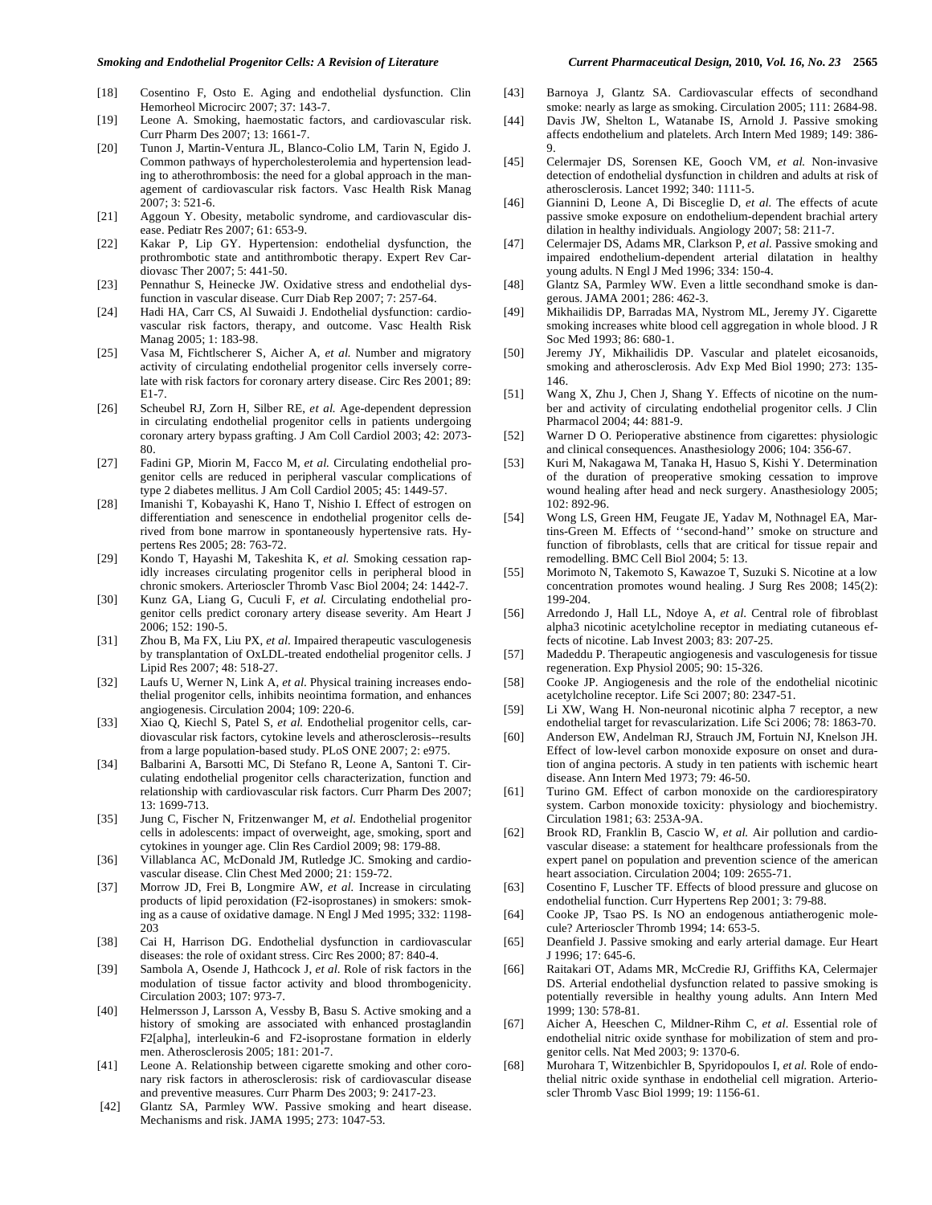[18] Cosentino F, Osto E. Aging and endothelial dysfunction. Clin Hemorheol Microcirc 2007; 37: 143-7.

[19] Leone A. Smoking, haemostatic factors, and cardiovascular risk. Curr Pharm Des 2007; 13: 1661-7.

[20] Tunon J, Martin-Ventura JL, Blanco-Colio LM, Tarin N, Egido J. Common pathways of hypercholesterolemia and hypertension leading to atherothrombosis: the need for a global approach in the management of cardiovascular risk factors. Vasc Health Risk Manag 2007; 3: 521-6.

[21] Aggoun Y. Obesity, metabolic syndrome, and cardiovascular disease. Pediatr Res 2007; 61: 653-9.

[22] Kakar P, Lip GY. Hypertension: endothelial dysfunction, the prothrombotic state and antithrombotic therapy. Expert Rev Cardiovasc Ther 2007; 5: 441-50.

[23] Pennathur S, Heinecke JW. Oxidative stress and endothelial dysfunction in vascular disease. Curr Diab Rep 2007; 7: 257-64.

[24] Hadi HA, Carr CS, Al Suwaidi J. Endothelial dysfunction: cardiovascular risk factors, therapy, and outcome. Vasc Health Risk Manag 2005; 1: 183-98.

[25] Vasa M, Fichtlscherer S, Aicher A, *et al.* Number and migratory activity of circulating endothelial progenitor cells inversely correlate with risk factors for coronary artery disease. Circ Res 2001; 89: E1-7.

[26] Scheubel RJ, Zorn H, Silber RE, *et al.* Age-dependent depression in circulating endothelial progenitor cells in patients undergoing coronary artery bypass grafting. J Am Coll Cardiol 2003; 42: 2073-80.

[27] Fadini GP, Miorin M, Facco M, *et al.* Circulating endothelial progenitor cells are reduced in peripheral vascular complications of type 2 diabetes mellitus. J Am Coll Cardiol 2005; 45: 1449-57.

[28] Imanishi T, Kobayashi K, Hano T, Nishio I. Effect of estrogen on differentiation and senescence in endothelial progenitor cells derived from bone marrow in spontaneously hypertensive rats. Hypertens Res 2005; 28: 763-72.

[29] Kondo T, Hayashi M, Takeshita K, *et al.* Smoking cessation rapidly increases circulating progenitor cells in peripheral blood in chronic smokers. Arterioscler Thromb Vasc Biol 2004; 24: 1442-7.

[30] Kunz GA, Liang G, Cuculi F, *et al.* Circulating endothelial progenitor cells predict coronary artery disease severity. Am Heart J 2006; 152: 190-5.

[31] Zhou B, Ma FX, Liu PX, *et al.* Impaired therapeutic vasculogenesis by transplantation of OxLDL-treated endothelial progenitor cells. J Lipid Res 2007; 48: 518-27.

[32] Laufs U, Werner N, Link A, *et al.* Physical training increases endothelial progenitor cells, inhibits neointima formation, and enhances angiogenesis. Circulation 2004; 109: 220-6.

[33] Xiao Q, Kiechl S, Patel S, *et al.* Endothelial progenitor cells, cardiovascular risk factors, cytokine levels and atherosclerosis--results from a large population-based study. PLoS ONE 2007; 2: e975.

[34] Balbarini A, Barsotti MC, Di Stefano R, Leone A, Santoni T. Circulating endothelial progenitor cells characterization, function and relationship with cardiovascular risk factors. Curr Pharm Des 2007; 13: 1699-713.

[35] Jung C, Fischer N, Fritzenwanger M, *et al.* Endothelial progenitor cells in adolescents: impact of overweight, age, smoking, sport and cytokines in younger age. Clin Res Cardiol 2009; 98: 179-88.

[36] Villablanca AC, McDonald JM, Rutledge JC. Smoking and cardiovascular disease. Clin Chest Med 2000; 21: 159-72.

[37] Morrow JD, Frei B, Longmire AW, *et al.* Increase in circulating products of lipid peroxidation (F2-isoprostanes) in smokers: smoking as a cause of oxidative damage. N Engl J Med 1995; 332: 1198-203

[38] Cai H, Harrison DG. Endothelial dysfunction in cardiovascular diseases: the role of oxidant stress. Circ Res 2000; 87: 840-4.

[39] Sambola A, Osende J, Hathcock J, *et al.* Role of risk factors in the modulation of tissue factor activity and blood thrombogenicity. Circulation 2003; 107: 973-7.

[40] Helmersson J, Larsson A, Vessby B, Basu S. Active smoking and a history of smoking are associated with enhanced prostaglandin F2[alpha], interleukin-6 and F2-isoprostane formation in elderly men. Atherosclerosis 2005; 181: 201-7.

[41] Leone A. Relationship between cigarette smoking and other coronary risk factors in atherosclerosis: risk of cardiovascular disease and preventive measures. Curr Pharm Des 2003; 9: 2417-23.

[42] Glantz SA, Parmley WW. Passive smoking and heart disease. Mechanisms and risk. JAMA 1995; 273: 1047-53.

[43] Barnoya J, Glantz SA. Cardiovascular effects of secondhand smoke: nearly as large as smoking. Circulation 2005; 111: 2684-98.

[44] Davis JW, Shelton L, Watanabe IS, Arnold J. Passive smoking affects endothelium and platelets. Arch Intern Med 1989; 149: 386-9.

[45] Celermajer DS, Sorensen KE, Gooch VM, *et al.* Non-invasive detection of endothelial dysfunction in children and adults at risk of atherosclerosis. Lancet 1992; 340: 1111-5.

[46] Giannini D, Leone A, Di Bisceglie D, *et al.* The effects of acute passive smoke exposure on endothelium-dependent brachial artery dilation in healthy individuals. Angiology 2007; 58: 211-7.

[47] Celermajer DS, Adams MR, Clarkson P, *et al.* Passive smoking and impaired endothelium-dependent arterial dilatation in healthy young adults. N Engl J Med 1996; 334: 150-4.

[48] Glantz SA, Parmley WW. Even a little secondhand smoke is dangerous. JAMA 2001; 286: 462-3.

[49] Mikhailidis DP, Barradas MA, Nystrom ML, Jeremy JY. Cigarette smoking increases white blood cell aggregation in whole blood. J R Soc Med 1993; 86: 680-1.

[50] Jeremy JY, Mikhailidis DP. Vascular and platelet eicosanoids, smoking and atherosclerosis. Adv Exp Med Biol 1990; 273: 135-146.

[51] Wang X, Zhu J, Chen J, Shang Y. Effects of nicotine on the number and activity of circulating endothelial progenitor cells. J Clin Pharmacol 2004; 44: 881-9.

[52] Warner D O. Perioperative abstinence from cigarettes: physiologic and clinical consequences. Anasthesiology 2006; 104: 356-67.

[53] Kuri M, Nakagawa M, Tanaka H, Hasuo S, Kishi Y. Determination of the duration of preoperative smoking cessation to improve wound healing after head and neck surgery. Anasthesiology 2005; 102: 892-96.

[54] Wong LS, Green HM, Feugate JE, Yadav M, Nothnagel EA, Martins-Green M. Effects of ''second-hand'' smoke on structure and function of fibroblasts, cells that are critical for tissue repair and remodelling. BMC Cell Biol 2004; 5: 13.

[55] Morimoto N, Takemoto S, Kawazoe T, Suzuki S. Nicotine at a low concentration promotes wound healing. J Surg Res 2008; 145(2): 199-204.

[56] Arredondo J, Hall LL, Ndoye A, *et al.* Central role of fibroblast alpha3 nicotinic acetylcholine receptor in mediating cutaneous effects of nicotine. Lab Invest 2003; 83: 207-25.

[57] Madeddu P. Therapeutic angiogenesis and vasculogenesis for tissue regeneration. Exp Physiol 2005; 90: 15-326.

[58] Cooke JP. Angiogenesis and the role of the endothelial nicotinic acetylcholine receptor. Life Sci 2007; 80: 2347-51.

[59] Li XW, Wang H. Non-neuronal nicotinic alpha 7 receptor, a new endothelial target for revascularization. Life Sci 2006; 78: 1863-70.

[60] Anderson EW, Andelman RJ, Strauch JM, Fortuin NJ, Knelson JH. Effect of low-level carbon monoxide exposure on onset and duration of angina pectoris. A study in ten patients with ischemic heart disease. Ann Intern Med 1973; 79: 46-50.

[61] Turino GM. Effect of carbon monoxide on the cardiorespiratory system. Carbon monoxide toxicity: physiology and biochemistry. Circulation 1981; 63: 253A-9A.

[62] Brook RD, Franklin B, Cascio W, *et al.* Air pollution and cardiovascular disease: a statement for healthcare professionals from the expert panel on population and prevention science of the american heart association. Circulation 2004; 109: 2655-71.

[63] Cosentino F, Luscher TF. Effects of blood pressure and glucose on endothelial function. Curr Hypertens Rep 2001; 3: 79-88.

[64] Cooke JP, Tsao PS. Is NO an endogenous antiatherogenic molecule? Arterioscler Thromb 1994; 14: 653-5.

[65] Deanfield J. Passive smoking and early arterial damage. Eur Heart J 1996; 17: 645-6.

[66] Raitakari OT, Adams MR, McCredie RJ, Griffiths KA, Celermajer DS. Arterial endothelial dysfunction related to passive smoking is potentially reversible in healthy young adults. Ann Intern Med 1999; 130: 578-81.

[67] Aicher A, Heeschen C, Mildner-Rihm C, *et al.* Essential role of endothelial nitric oxide synthase for mobilization of stem and progenitor cells. Nat Med 2003; 9: 1370-6.

[68] Murohara T, Witzenbichler B, Spyridopoulos I, *et al.* Role of endothelial nitric oxide synthase in endothelial cell migration. Arterioscler Thromb Vasc Biol 1999; 19: 1156-61.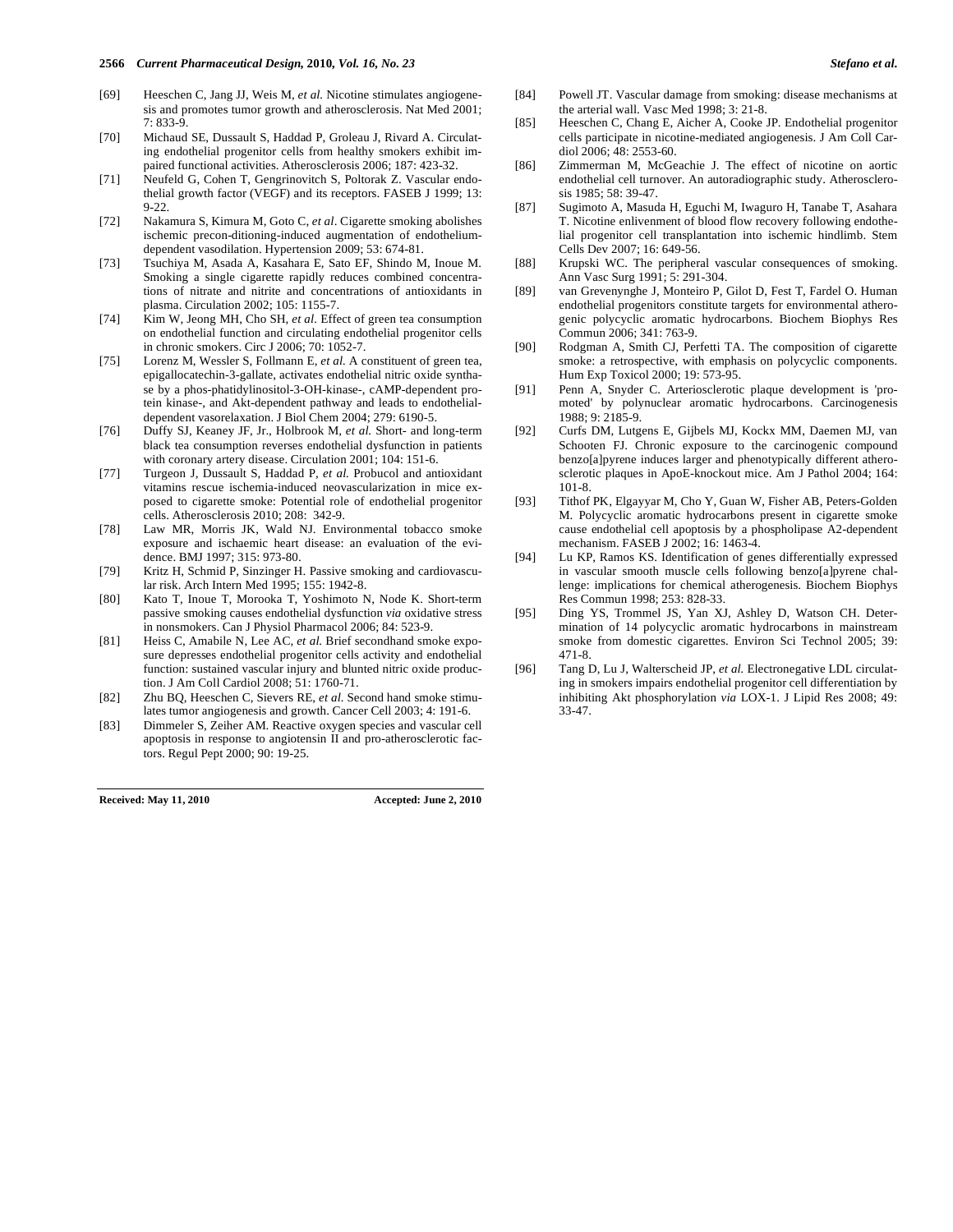[69] Heeschen C, Jang JJ, Weis M, *et al.* Nicotine stimulates angiogenesis and promotes tumor growth and atherosclerosis. Nat Med 2001; 7: 833-9.

[70] Michaud SE, Dussault S, Haddad P, Groleau J, Rivard A. Circulating endothelial progenitor cells from healthy smokers exhibit impaired functional activities. Atherosclerosis 2006; 187: 423-32.

[71] Neufeld G, Cohen T, Gengrinovitch S, Poltorak Z. Vascular endothelial growth factor (VEGF) and its receptors. FASEB J 1999; 13: 9-22.

[72] Nakamura S, Kimura M, Goto C, *et al*. Cigarette smoking abolishes ischemic precon-ditioning-induced augmentation of endothelium-dependent vasodilation. Hypertension 2009; 53: 674-81.

[73] Tsuchiya M, Asada A, Kasahara E, Sato EF, Shindo M, Inoue M. Smoking a single cigarette rapidly reduces combined concentrations of nitrate and nitrite and concentrations of antioxidants in plasma. Circulation 2002; 105: 1155-7.

[74] Kim W, Jeong MH, Cho SH, *et al*. Effect of green tea consumption on endothelial function and circulating endothelial progenitor cells in chronic smokers. Circ J 2006; 70: 1052-7.

[75] Lorenz M, Wessler S, Follmann E, *et al.* A constituent of green tea, epigallocatechin-3-gallate, activates endothelial nitric oxide synthase by a phos-phatidylinositol-3-OH-kinase-, cAMP-dependent protein kinase-, and Akt-dependent pathway and leads to endothelial-dependent vasorelaxation. J Biol Chem 2004; 279: 6190-5.

[76] Duffy SJ, Keaney JF, Jr., Holbrook M, *et al.* Short- and long-term black tea consumption reverses endothelial dysfunction in patients with coronary artery disease. Circulation 2001; 104: 151-6.

[77] Turgeon J, Dussault S, Haddad P, *et al.* Probucol and antioxidant vitamins rescue ischemia-induced neovascularization in mice exposed to cigarette smoke: Potential role of endothelial progenitor cells. Atherosclerosis 2010; 208: 342-9.

[78] Law MR, Morris JK, Wald NJ. Environmental tobacco smoke exposure and ischaemic heart disease: an evaluation of the evidence. BMJ 1997; 315: 973-80.

[79] Kritz H, Schmid P, Sinzinger H. Passive smoking and cardiovascular risk. Arch Intern Med 1995; 155: 1942-8.

[80] Kato T, Inoue T, Morooka T, Yoshimoto N, Node K. Short-term passive smoking causes endothelial dysfunction *via* oxidative stress in nonsmokers. Can J Physiol Pharmacol 2006; 84: 523-9.

[81] Heiss C, Amabile N, Lee AC, *et al.* Brief secondhand smoke exposure depresses endothelial progenitor cells activity and endothelial function: sustained vascular injury and blunted nitric oxide production. J Am Coll Cardiol 2008; 51: 1760-71.

[82] Zhu BQ, Heeschen C, Sievers RE, *et al.* Second hand smoke stimulates tumor angiogenesis and growth. Cancer Cell 2003; 4: 191-6.

[83] Dimmeler S, Zeiher AM. Reactive oxygen species and vascular cell apoptosis in response to angiotensin II and pro-atherosclerotic factors. Regul Pept 2000; 90: 19-25.

[84] Powell JT. Vascular damage from smoking: disease mechanisms at the arterial wall. Vasc Med 1998; 3: 21-8.

[85] Heeschen C, Chang E, Aicher A, Cooke JP. Endothelial progenitor cells participate in nicotine-mediated angiogenesis. J Am Coll Cardiol 2006; 48: 2553-60.

[86] Zimmerman M, McGeachie J. The effect of nicotine on aortic endothelial cell turnover. An autoradiographic study. Atherosclerosis 1985; 58: 39-47.

[87] Sugimoto A, Masuda H, Eguchi M, Iwaguro H, Tanabe T, Asahara T. Nicotine enlivenment of blood flow recovery following endothelial progenitor cell transplantation into ischemic hindlimb. Stem Cells Dev 2007; 16: 649-56.

[88] Krupski WC. The peripheral vascular consequences of smoking. Ann Vasc Surg 1991; 5: 291-304.

[89] van Grevenynghe J, Monteiro P, Gilot D, Fest T, Fardel O. Human endothelial progenitors constitute targets for environmental atherogenic polycyclic aromatic hydrocarbons. Biochem Biophys Res Commun 2006; 341: 763-9.

[90] Rodgman A, Smith CJ, Perfetti TA. The composition of cigarette smoke: a retrospective, with emphasis on polycyclic components. Hum Exp Toxicol 2000; 19: 573-95.

[91] Penn A, Snyder C. Arteriosclerotic plaque development is 'promoted' by polynuclear aromatic hydrocarbons. Carcinogenesis 1988; 9: 2185-9.

[92] Curfs DM, Lutgens E, Gijbels MJ, Kockx MM, Daemen MJ, van Schooten FJ. Chronic exposure to the carcinogenic compound benzo[a]pyrene induces larger and phenotypically different atherosclerotic plaques in ApoE-knockout mice. Am J Pathol 2004; 164: 101-8.

[93] Tithof PK, Elgayyar M, Cho Y, Guan W, Fisher AB, Peters-Golden M. Polycyclic aromatic hydrocarbons present in cigarette smoke cause endothelial cell apoptosis by a phospholipase A2-dependent mechanism. FASEB J 2002; 16: 1463-4.

[94] Lu KP, Ramos KS. Identification of genes differentially expressed in vascular smooth muscle cells following benzo[a]pyrene challenge: implications for chemical atherogenesis. Biochem Biophys Res Commun 1998; 253: 828-33.

[95] Ding YS, Trommel JS, Yan XJ, Ashley D, Watson CH. Determination of 14 polycyclic aromatic hydrocarbons in mainstream smoke from domestic cigarettes. Environ Sci Technol 2005; 39: 471-8.

[96] Tang D, Lu J, Walterscheid JP, *et al.* Electronegative LDL circulating in smokers impairs endothelial progenitor cell differentiation by inhibiting Akt phosphorylation *via* LOX-1. J Lipid Res 2008; 49: 33-47.

**Received: May 11, 2010** **Accepted: June 2, 2010**